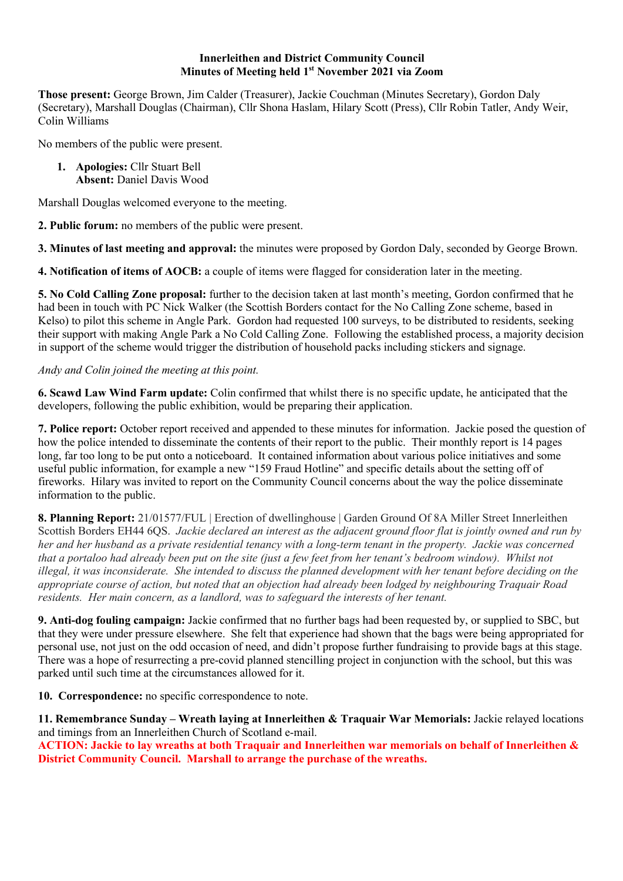**Innerleithen and District Community Council**
**Minutes of Meeting held 1st November 2021 via Zoom**

**Those present:** George Brown, Jim Calder (Treasurer), Jackie Couchman (Minutes Secretary), Gordon Daly (Secretary), Marshall Douglas (Chairman), Cllr Shona Haslam, Hilary Scott (Press), Cllr Robin Tatler, Andy Weir, Colin Williams

No members of the public were present.

1. **Apologies:** Cllr Stuart Bell
   **Absent:** Daniel Davis Wood

Marshall Douglas welcomed everyone to the meeting.

**2. Public forum:** no members of the public were present.

**3. Minutes of last meeting and approval:** the minutes were proposed by Gordon Daly, seconded by George Brown.

**4. Notification of items of AOCB:** a couple of items were flagged for consideration later in the meeting.

**5. No Cold Calling Zone proposal:** further to the decision taken at last month's meeting, Gordon confirmed that he had been in touch with PC Nick Walker (the Scottish Borders contact for the No Calling Zone scheme, based in Kelso) to pilot this scheme in Angle Park. Gordon had requested 100 surveys, to be distributed to residents, seeking their support with making Angle Park a No Cold Calling Zone. Following the established process, a majority decision in support of the scheme would trigger the distribution of household packs including stickers and signage.

*Andy and Colin joined the meeting at this point.*

**6. Scawd Law Wind Farm update:** Colin confirmed that whilst there is no specific update, he anticipated that the developers, following the public exhibition, would be preparing their application.

**7. Police report:** October report received and appended to these minutes for information. Jackie posed the question of how the police intended to disseminate the contents of their report to the public. Their monthly report is 14 pages long, far too long to be put onto a noticeboard. It contained information about various police initiatives and some useful public information, for example a new "159 Fraud Hotline" and specific details about the setting off of fireworks. Hilary was invited to report on the Community Council concerns about the way the police disseminate information to the public.

**8. Planning Report:** 21/01577/FUL | Erection of dwellinghouse | Garden Ground Of 8A Miller Street Innerleithen Scottish Borders EH44 6QS. *Jackie declared an interest as the adjacent ground floor flat is jointly owned and run by her and her husband as a private residential tenancy with a long-term tenant in the property. Jackie was concerned that a portaloo had already been put on the site (just a few feet from her tenant's bedroom window). Whilst not illegal, it was inconsiderate. She intended to discuss the planned development with her tenant before deciding on the appropriate course of action, but noted that an objection had already been lodged by neighbouring Traquair Road residents. Her main concern, as a landlord, was to safeguard the interests of her tenant.*

**9. Anti-dog fouling campaign:** Jackie confirmed that no further bags had been requested by, or supplied to SBC, but that they were under pressure elsewhere. She felt that experience had shown that the bags were being appropriated for personal use, not just on the odd occasion of need, and didn't propose further fundraising to provide bags at this stage. There was a hope of resurrecting a pre-covid planned stencilling project in conjunction with the school, but this was parked until such time at the circumstances allowed for it.

**10. Correspondence:** no specific correspondence to note.

**11. Remembrance Sunday – Wreath laying at Innerleithen & Traquair War Memorials:** Jackie relayed locations and timings from an Innerleithen Church of Scotland e-mail.
**ACTION: Jackie to lay wreaths at both Traquair and Innerleithen war memorials on behalf of Innerleithen & District Community Council. Marshall to arrange the purchase of the wreaths.**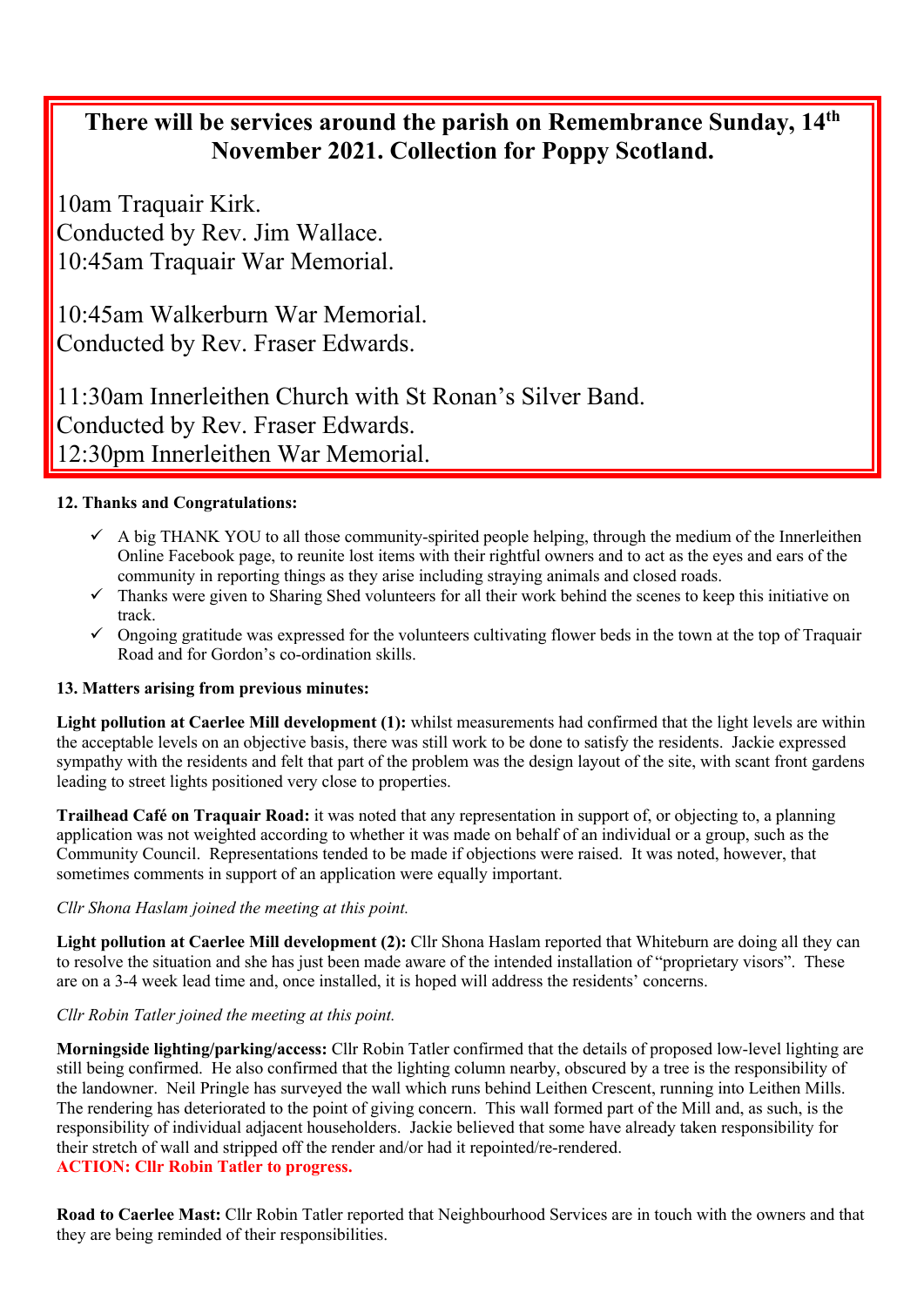**There will be services around the parish on Remembrance Sunday, 14th November 2021. Collection for Poppy Scotland.**

10am Traquair Kirk.
Conducted by Rev. Jim Wallace.
10:45am Traquair War Memorial.

10:45am Walkerburn War Memorial.
Conducted by Rev. Fraser Edwards.

11:30am Innerleithen Church with St Ronan's Silver Band.
Conducted by Rev. Fraser Edwards.
12:30pm Innerleithen War Memorial.

**12. Thanks and Congratulations:**

- ✓ A big THANK YOU to all those community-spirited people helping, through the medium of the Innerleithen Online Facebook page, to reunite lost items with their rightful owners and to act as the eyes and ears of the community in reporting things as they arise including straying animals and closed roads.
- ✓ Thanks were given to Sharing Shed volunteers for all their work behind the scenes to keep this initiative on track.
- ✓ Ongoing gratitude was expressed for the volunteers cultivating flower beds in the town at the top of Traquair Road and for Gordon's co-ordination skills.

**13. Matters arising from previous minutes:**

**Light pollution at Caerlee Mill development (1):** whilst measurements had confirmed that the light levels are within the acceptable levels on an objective basis, there was still work to be done to satisfy the residents. Jackie expressed sympathy with the residents and felt that part of the problem was the design layout of the site, with scant front gardens leading to street lights positioned very close to properties.

**Trailhead Café on Traquair Road:** it was noted that any representation in support of, or objecting to, a planning application was not weighted according to whether it was made on behalf of an individual or a group, such as the Community Council. Representations tended to be made if objections were raised. It was noted, however, that sometimes comments in support of an application were equally important.

*Cllr Shona Haslam joined the meeting at this point.*

**Light pollution at Caerlee Mill development (2):** Cllr Shona Haslam reported that Whiteburn are doing all they can to resolve the situation and she has just been made aware of the intended installation of "proprietary visors". These are on a 3-4 week lead time and, once installed, it is hoped will address the residents' concerns.

*Cllr Robin Tatler joined the meeting at this point.*

**Morningside lighting/parking/access:** Cllr Robin Tatler confirmed that the details of proposed low-level lighting are still being confirmed. He also confirmed that the lighting column nearby, obscured by a tree is the responsibility of the landowner. Neil Pringle has surveyed the wall which runs behind Leithen Crescent, running into Leithen Mills. The rendering has deteriorated to the point of giving concern. This wall formed part of the Mill and, as such, is the responsibility of individual adjacent householders. Jackie believed that some have already taken responsibility for their stretch of wall and stripped off the render and/or had it repointed/re-rendered.
**ACTION: Cllr Robin Tatler to progress.**

**Road to Caerlee Mast:** Cllr Robin Tatler reported that Neighbourhood Services are in touch with the owners and that they are being reminded of their responsibilities.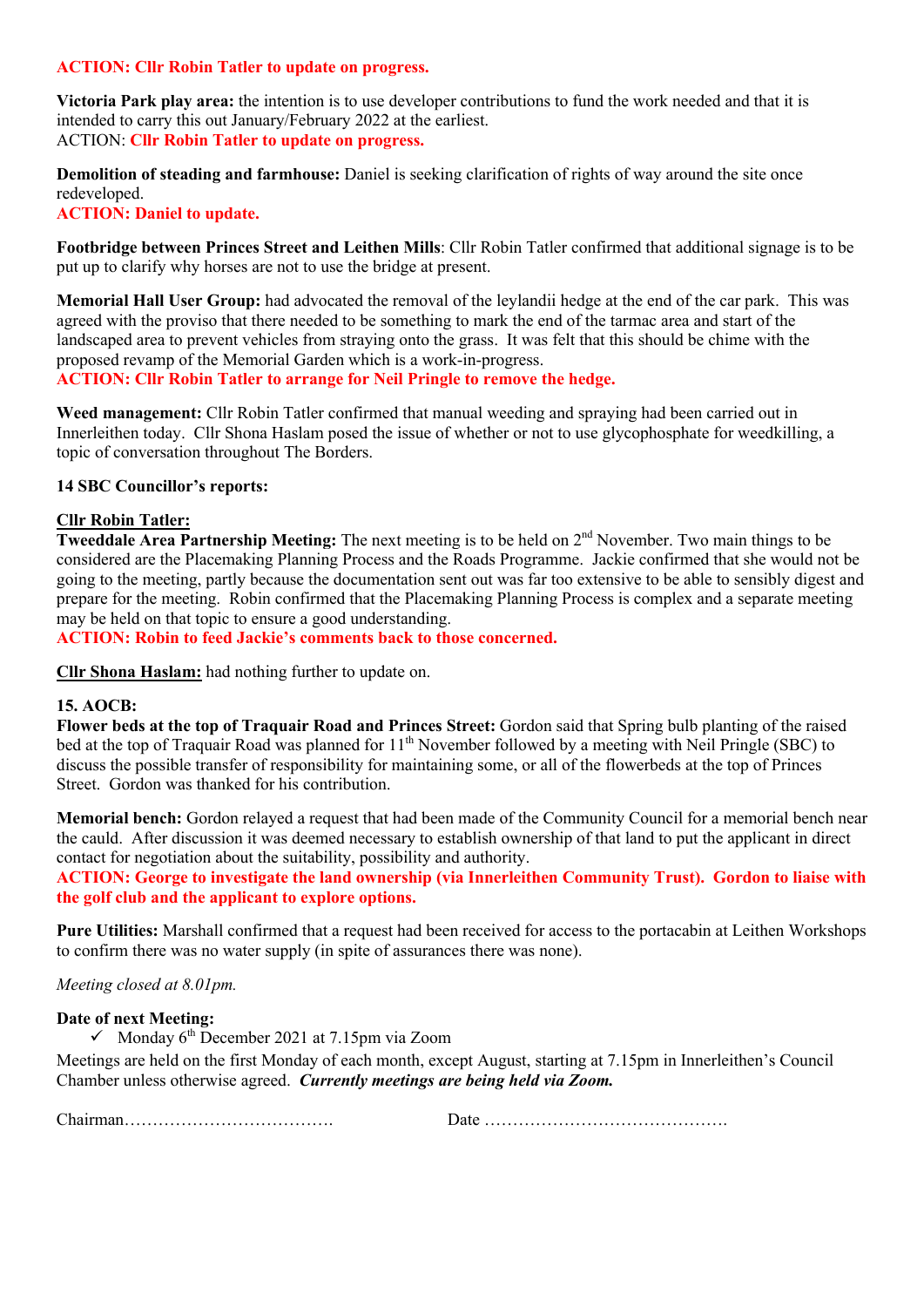**ACTION: Cllr Robin Tatler to update on progress.**

**Victoria Park play area:** the intention is to use developer contributions to fund the work needed and that it is intended to carry this out January/February 2022 at the earliest.
ACTION: **Cllr Robin Tatler to update on progress.**

**Demolition of steading and farmhouse:** Daniel is seeking clarification of rights of way around the site once redeveloped.
**ACTION: Daniel to update.**

**Footbridge between Princes Street and Leithen Mills**: Cllr Robin Tatler confirmed that additional signage is to be put up to clarify why horses are not to use the bridge at present.

**Memorial Hall User Group:** had advocated the removal of the leylandii hedge at the end of the car park. This was agreed with the proviso that there needed to be something to mark the end of the tarmac area and start of the landscaped area to prevent vehicles from straying onto the grass. It was felt that this should be chime with the proposed revamp of the Memorial Garden which is a work-in-progress.
**ACTION: Cllr Robin Tatler to arrange for Neil Pringle to remove the hedge.**

**Weed management:** Cllr Robin Tatler confirmed that manual weeding and spraying had been carried out in Innerleithen today. Cllr Shona Haslam posed the issue of whether or not to use glycophosphate for weedkilling, a topic of conversation throughout The Borders.

**14 SBC Councillor's reports:**

**Cllr Robin Tatler:**
**Tweeddale Area Partnership Meeting:** The next meeting is to be held on 2nd November. Two main things to be considered are the Placemaking Planning Process and the Roads Programme. Jackie confirmed that she would not be going to the meeting, partly because the documentation sent out was far too extensive to be able to sensibly digest and prepare for the meeting. Robin confirmed that the Placemaking Planning Process is complex and a separate meeting may be held on that topic to ensure a good understanding.
**ACTION: Robin to feed Jackie's comments back to those concerned.**

**Cllr Shona Haslam:** had nothing further to update on.

**15. AOCB:**
**Flower beds at the top of Traquair Road and Princes Street:** Gordon said that Spring bulb planting of the raised bed at the top of Traquair Road was planned for 11th November followed by a meeting with Neil Pringle (SBC) to discuss the possible transfer of responsibility for maintaining some, or all of the flowerbeds at the top of Princes Street. Gordon was thanked for his contribution.

**Memorial bench:** Gordon relayed a request that had been made of the Community Council for a memorial bench near the cauld. After discussion it was deemed necessary to establish ownership of that land to put the applicant in direct contact for negotiation about the suitability, possibility and authority.
**ACTION: George to investigate the land ownership (via Innerleithen Community Trust). Gordon to liaise with the golf club and the applicant to explore options.**

**Pure Utilities:** Marshall confirmed that a request had been received for access to the portacabin at Leithen Workshops to confirm there was no water supply (in spite of assurances there was none).

*Meeting closed at 8.01pm.*

**Date of next Meeting:**

- ✓ Monday 6th December 2021 at 7.15pm via Zoom

Meetings are held on the first Monday of each month, except August, starting at 7.15pm in Innerleithen's Council Chamber unless otherwise agreed. ***Currently meetings are being held via Zoom.***

Chairman………………………………. Date …………………………………….